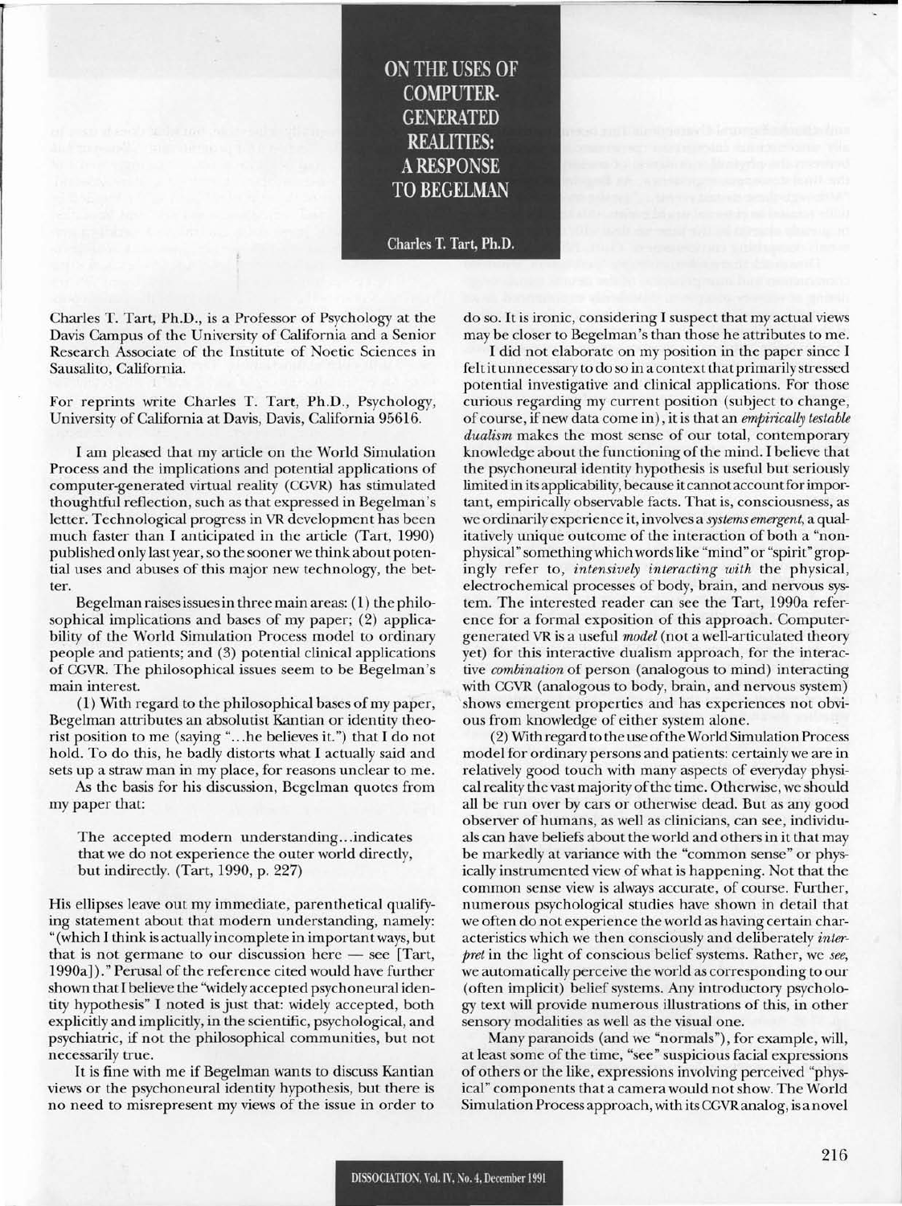# ON THE USES OF COMPUTER-GENERATED REALITIES: A RESPONSE TO BEGELMAN

Charles T. Tart, Ph.D.

Charles T. Tart, Ph.D., is a Professor of Psychology at the Davis Campus of the University of California and a Senior Research Associate of the Institute of Noetic Sciences in Sausalito, California.

For reprints write Charles T. Tart, Ph.D., Psychology, University of California at Davis, Davis, California 95616.

I am pleased that my article on the World Simulation Process and the implications and potential applications of computer-generated virtual reality (CGVR) has stimulated thoughtful reflection, such as that expressed in Begelman's letter. Technological progress in VR development has been much faster than I anticipated in the article (Tart, 1990) published only last year, so the sooner we think about potential uses and abuses of this major new technology, the better.

Begelman raises issues in three main areas: (1) the philosophical implications and bases of my paper; (2) applicability of the World Simulation Process model to ordinary people and patients; and (3) potential clinical applications of CGVR. The philosophical issues seem to be Begelman's main interest.

(1) With regard to the philosophical bases of my paper, Begelman attributes an absolutist Kantian or identity theorist position to me (saying "...he believes it.") that I do not hold. To do this, he badly distorts what I actually said and sets up a straw man in my place, for reasons unclear to me.

As the basis for his discussion, Begelman quotes from my paper that:

> The accepted modern understanding...indicates that we do not experience the outer world directly, but indirectly. (Tart, 1990, p. 227)

His ellipses leave out my immediate, parenthetical qualifying statement about that modern understanding, namely: "(which I think is actually incomplete in important ways, but that is not germane to our discussion here — see [Tart, 1990a])." Perusal of the reference cited would have further shown that I believe the "widely accepted psychoneural identity hypothesis" I noted is just that: widely accepted, both explicitly and implicitly, in the scientific, psychological, and psychiatric, if not the philosophical communities, but not necessarily true.

It is fine with me if Begelman wants to discuss Kantian views or the psychoneural identity hypothesis, but there is no need to misrepresent my views of the issue in order to do so. It is ironic, considering I suspect that my actual views may be closer to Begelman's than those he attributes to me.

I did not elaborate on my position in the paper since I felt it unnecessary to do so in a context that primarily stressed potential investigative and clinical applications. For those curious regarding my current position (subject to change, of course, if new data come in), it is that an *empirically testable dualism* makes the most sense of our total, contemporary knowledge about the functioning of the mind. I believe that the psychoneural identity hypothesis is useful but seriously limited in its applicability, because it cannot account for important, empirically observable facts. That is, consciousness, as we ordinarily experience it, involves a *systems emergent*, a qualitatively unique outcome of the interaction of both a "nonphysical" something which words like "mind" or "spirit" gropingly refer to, *intensively interacting with* the physical, electrochemical processes of body, brain, and nervous system. The interested reader can see the Tart, 1990a reference for a formal exposition of this approach. Computer-generated VR is a useful *model* (not a well-articulated theory yet) for this interactive dualism approach, for the interactive *combination* of person (analogous to mind) interacting with CGVR (analogous to body, brain, and nervous system) shows emergent properties and has experiences not obvious from knowledge of either system alone.

(2) With regard to the use of the World Simulation Process model for ordinary persons and patients: certainly we are in relatively good touch with many aspects of everyday physical reality the vast majority of the time. Otherwise, we should all be run over by cars or otherwise dead. But as any good observer of humans, as well as clinicians, can see, individuals can have beliefs about the world and others in it that may be markedly at variance with the "common sense" or physically instrumented view of what is happening. Not that the common sense view is always accurate, of course. Further, numerous psychological studies have shown in detail that we often do not experience the world as having certain characteristics which we then consciously and deliberately *interpret* in the light of conscious belief systems. Rather, we *see*, we automatically perceive the world as corresponding to our (often implicit) belief systems. Any introductory psychology text will provide numerous illustrations of this, in other sensory modalities as well as the visual one.

Many paranoids (and we "normals"), for example, will, at least some of the time, "see" suspicious facial expressions of others or the like, expressions involving perceived "physical" components that a camera would not show. The World Simulation Process approach, with its CGVR analog, is a novel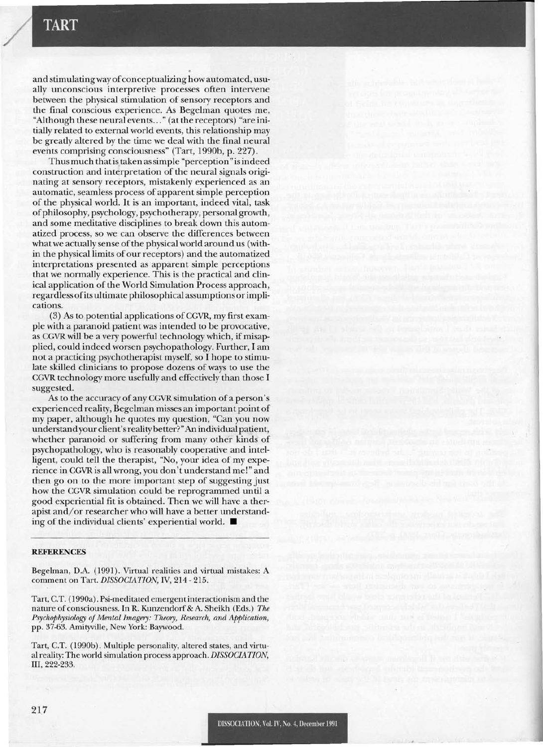and stimulating way of conceptualizing how automated, usually unconscious interpretive processes often intervene between the physical stimulation of sensory receptors and the final conscious experience. As Begelman quotes me, "Although these neural events..." (at the receptors) "are initially related to external world events, this relationship may be greatly altered by the time we deal with the final neural events comprising consciousness" (Tart, 1990b, p. 227).

Thus much that is taken as simple "perception" is indeed construction and interpretation of the neural signals originating at sensory receptors, mistakenly experienced as an automatic, seamless process of apparent simple perception of the physical world. It is an important, indeed vital, task of philosophy, psychology, psychotherapy, personal growth, and some meditative disciplines to break down this automatized process, so we can observe the differences between what we actually sense of the physical world around us (within the physical limits of our receptors) and the automatized interpretations presented as apparent simple perceptions that we normally experience. This is the practical and clinical application of the World Simulation Process approach, regardless of its ultimate philosophical assumptions or implications.

(3) As to potential applications of CGVR, my first example with a paranoid patient was intended to be provocative, as CGVR will be a very powerful technology which, if misapplied, could indeed worsen psychopathology. Further, I am not a practicing psychotherapist myself, so I hope to stimulate skilled clinicians to propose dozens of ways to use the CGVR technology more usefully and effectively than those I suggested.

As to the accuracy of any CGVR simulation of a person's experienced reality, Begelman misses an important point of my paper, although he quotes my question, "Can you now understand your client's reality better?" An individual patient, whether paranoid or suffering from many other kinds of psychopathology, who is reasonably cooperative and intelligent, could tell the therapist, "No, your idea of my experience in CGVR is all wrong, you don't understand me!" and then go on to the more important step of suggesting just how the CGVR simulation could be reprogrammed until a good experiential fit is obtained. Then we will have a therapist and/or researcher who will have a better understanding of the individual clients' experiential world. ■

## REFERENCES

Begelman, D.A. (1991). Virtual realities and virtual mistakes: A comment on Tart. *DISSOCIATION*, IV, 214 - 215.

Tart, C.T. (1990a). Psi-meditated emergent interactionism and the nature of consciousness. In R. Kunzendorf & A. Sheikh (Eds.) *The Psychophysiology of Mental Imagery: Theory, Research, and Application*, pp. 37-63. Amityville, New York: Baywood.

Tart, C.T. (1990b). Multiple personality, altered states, and virtual reality: The world simulation process approach. *DISSOCIATION*, III, 222-233.